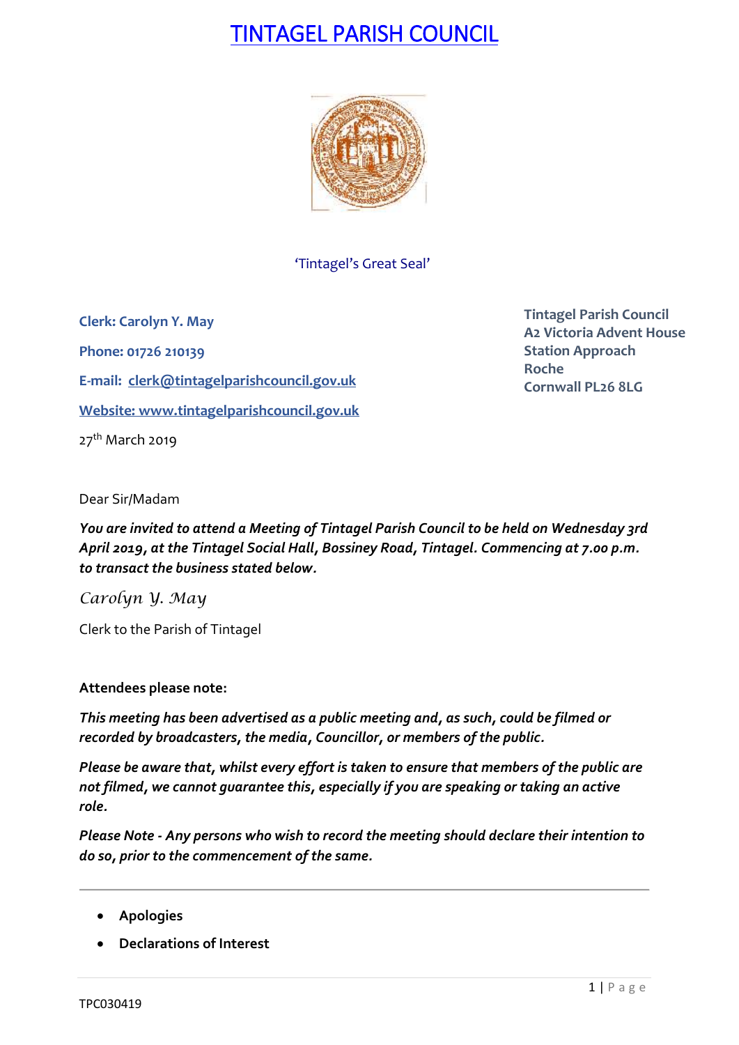# TINTAGEL PARISH COUNCIL

'Tintagel's Great Seal'

**Clerk: Carolyn Y. May**

**Phone: 01726 210139**

**E-mail: clerk@tintagelparishcouncil.gov.uk**

**Website: www.tintagelparishcouncil.gov.uk**

27th March 2019

**Tintagel Parish Council**
**A2 Victoria Advent House**
**Station Approach**
**Roche**
**Cornwall PL26 8LG**

Dear Sir/Madam

***You are invited to attend a Meeting of Tintagel Parish Council to be held on Wednesday 3rd April 2019, at the Tintagel Social Hall, Bossiney Road, Tintagel. Commencing at 7.00 p.m. to transact the business stated below.***

*Carolyn Y. May*

Clerk to the Parish of Tintagel

**Attendees please note:**

***This meeting has been advertised as a public meeting and, as such, could be filmed or recorded by broadcasters, the media, Councillor, or members of the public.***

***Please be aware that, whilst every effort is taken to ensure that members of the public are not filmed, we cannot guarantee this, especially if you are speaking or taking an active role.***

***Please Note - Any persons who wish to record the meeting should declare their intention to do so, prior to the commencement of the same.***

---

- **Apologies**
- **Declarations of Interest**

TPC030419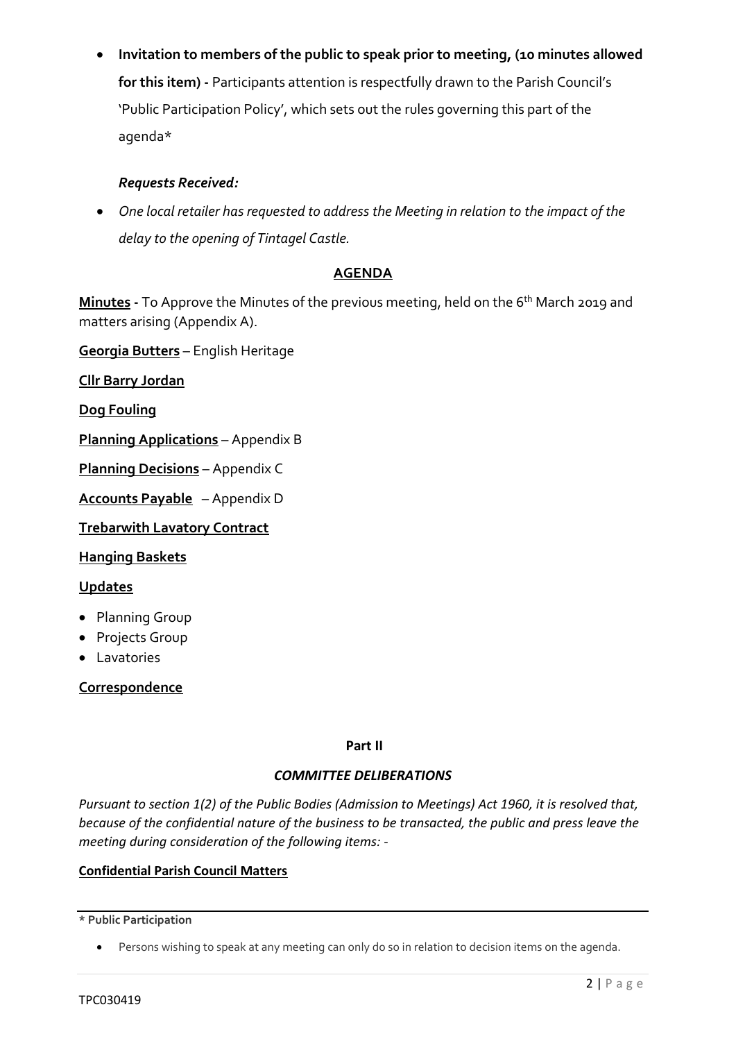- **Invitation to members of the public to speak prior to meeting, (10 minutes allowed for this item) -** Participants attention is respectfully drawn to the Parish Council's 'Public Participation Policy', which sets out the rules governing this part of the agenda*

### *Requests Received:*

- *One local retailer has requested to address the Meeting in relation to the impact of the delay to the opening of Tintagel Castle.*

## AGENDA

**Minutes -** To Approve the Minutes of the previous meeting, held on the 6th March 2019 and matters arising (Appendix A).

**Georgia Butters** – English Heritage

**Cllr Barry Jordan**

**Dog Fouling**

**Planning Applications** – Appendix B

**Planning Decisions** – Appendix C

**Accounts Payable** – Appendix D

**Trebarwith Lavatory Contract**

**Hanging Baskets**

**Updates**

- Planning Group
- Projects Group
- Lavatories

**Correspondence**

## Part II

### *COMMITTEE DELIBERATIONS*

*Pursuant to section 1(2) of the Public Bodies (Admission to Meetings) Act 1960, it is resolved that, because of the confidential nature of the business to be transacted, the public and press leave the meeting during consideration of the following items: -*

**Confidential Parish Council Matters**

---

**\* Public Participation**

- Persons wishing to speak at any meeting can only do so in relation to decision items on the agenda.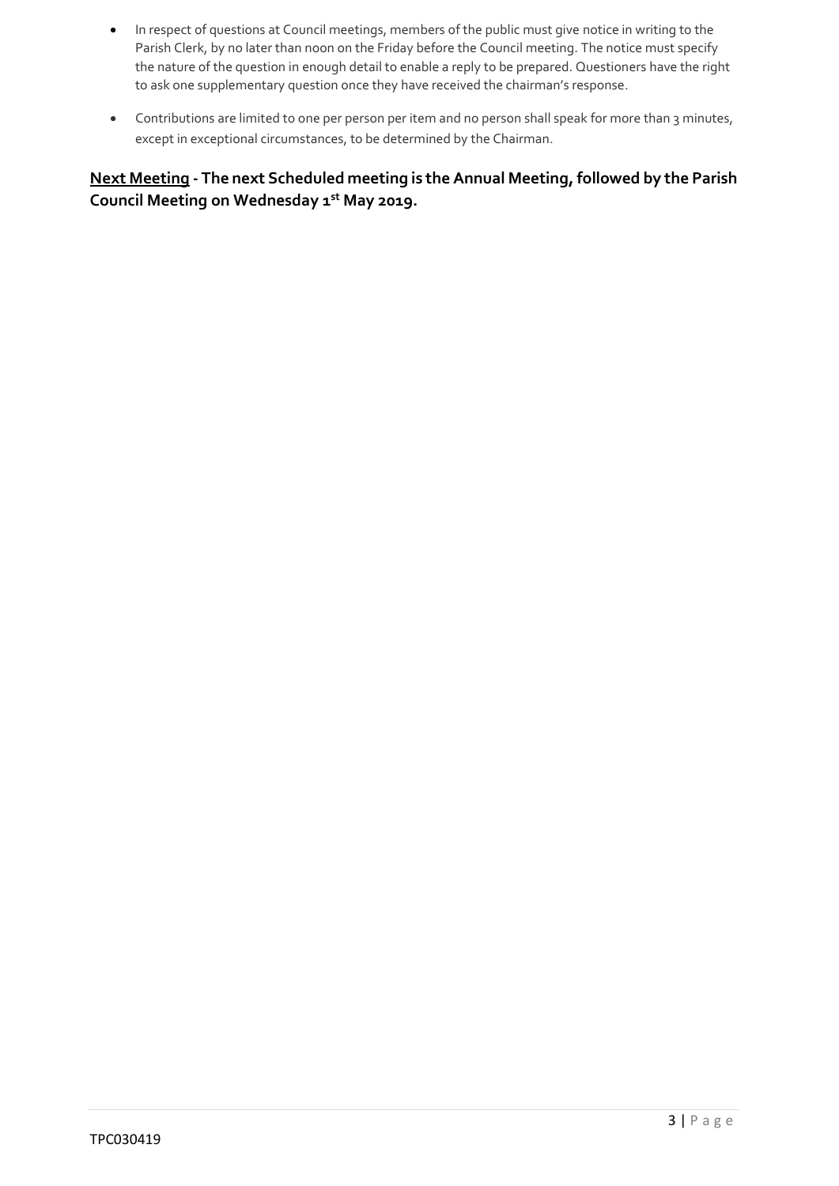- In respect of questions at Council meetings, members of the public must give notice in writing to the Parish Clerk, by no later than noon on the Friday before the Council meeting. The notice must specify the nature of the question in enough detail to enable a reply to be prepared. Questioners have the right to ask one supplementary question once they have received the chairman's response.

- Contributions are limited to one per person per item and no person shall speak for more than 3 minutes, except in exceptional circumstances, to be determined by the Chairman.

**Next Meeting - The next Scheduled meeting is the Annual Meeting, followed by the Parish Council Meeting on Wednesday 1st May 2019.**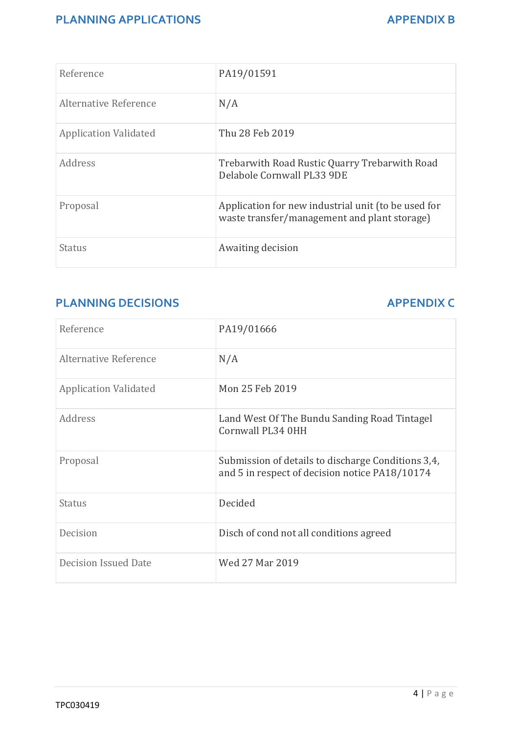## PLANNING APPLICATIONS — APPENDIX B

| Reference | PA19/01591 |
|---|---|
| Alternative Reference | N/A |
| Application Validated | Thu 28 Feb 2019 |
| Address | Trebarwith Road Rustic Quarry Trebarwith Road Delabole Cornwall PL33 9DE |
| Proposal | Application for new industrial unit (to be used for waste transfer/management and plant storage) |
| Status | Awaiting decision |

## PLANNING DECISIONS — APPENDIX C

| Reference | PA19/01666 |
|---|---|
| Alternative Reference | N/A |
| Application Validated | Mon 25 Feb 2019 |
| Address | Land West Of The Bundu Sanding Road Tintagel Cornwall PL34 0HH |
| Proposal | Submission of details to discharge Conditions 3,4, and 5 in respect of decision notice PA18/10174 |
| Status | Decided |
| Decision | Disch of cond not all conditions agreed |
| Decision Issued Date | Wed 27 Mar 2019 |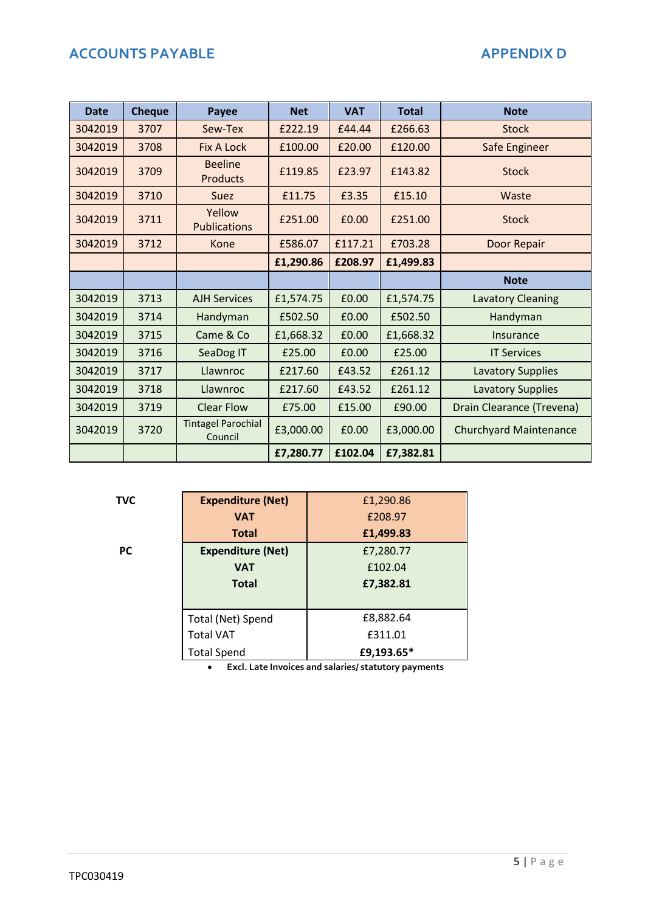# ACCOUNTS PAYABLE

# APPENDIX D

| Date | Cheque | Payee | Net | VAT | Total | Note |
|---|---|---|---|---|---|---|
| 3042019 | 3707 | Sew-Tex | £222.19 | £44.44 | £266.63 | Stock |
| 3042019 | 3708 | Fix A Lock | £100.00 | £20.00 | £120.00 | Safe Engineer |
| 3042019 | 3709 | Beeline Products | £119.85 | £23.97 | £143.82 | Stock |
| 3042019 | 3710 | Suez | £11.75 | £3.35 | £15.10 | Waste |
| 3042019 | 3711 | Yellow Publications | £251.00 | £0.00 | £251.00 | Stock |
| 3042019 | 3712 | Kone | £586.07 | £117.21 | £703.28 | Door Repair |
| | | | **£1,290.86** | **£208.97** | **£1,499.83** | |
| | | | | | | **Note** |
| 3042019 | 3713 | AJH Services | £1,574.75 | £0.00 | £1,574.75 | Lavatory Cleaning |
| 3042019 | 3714 | Handyman | £502.50 | £0.00 | £502.50 | Handyman |
| 3042019 | 3715 | Came & Co | £1,668.32 | £0.00 | £1,668.32 | Insurance |
| 3042019 | 3716 | SeaDog IT | £25.00 | £0.00 | £25.00 | IT Services |
| 3042019 | 3717 | Llawnroc | £217.60 | £43.52 | £261.12 | Lavatory Supplies |
| 3042019 | 3718 | Llawnroc | £217.60 | £43.52 | £261.12 | Lavatory Supplies |
| 3042019 | 3719 | Clear Flow | £75.00 | £15.00 | £90.00 | Drain Clearance (Trevena) |
| 3042019 | 3720 | Tintagel Parochial Council | £3,000.00 | £0.00 | £3,000.00 | Churchyard Maintenance |
| | | | **£7,280.77** | **£102.04** | **£7,382.81** | |

| | | |
|---|---|---|
| **TVC** | **Expenditure (Net)** | £1,290.86 |
| | **VAT** | £208.97 |
| | **Total** | **£1,499.83** |
| **PC** | **Expenditure (Net)** | £7,280.77 |
| | **VAT** | £102.04 |
| | **Total** | **£7,382.81** |
| | Total (Net) Spend | £8,882.64 |
| | Total VAT | £311.01 |
| | Total Spend | **£9,193.65*** |

- **Excl. Late Invoices and salaries/ statutory payments**

TPC030419